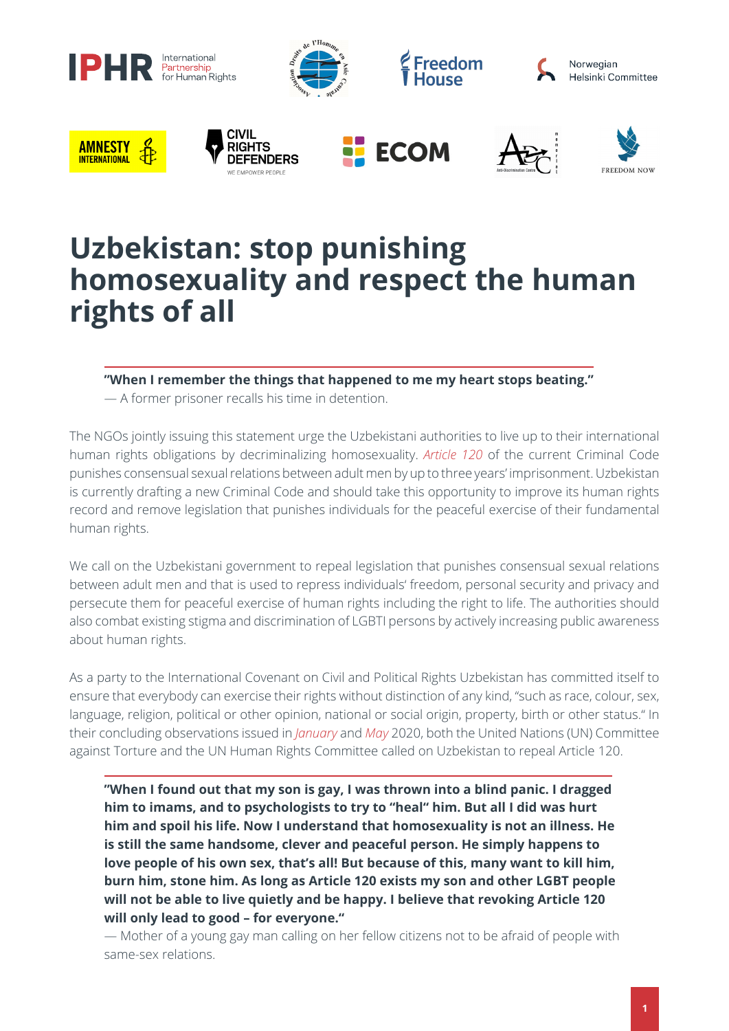# Uzbekistan: stop punishing homosexuality and respect the human rights of all

> **"When I remember the things that happened to me my heart stops beating."**
> — A former prisoner recalls his time in detention.

The NGOs jointly issuing this statement urge the Uzbekistani authorities to live up to their international human rights obligations by decriminalizing homosexuality. *Article 120* of the current Criminal Code punishes consensual sexual relations between adult men by up to three years' imprisonment. Uzbekistan is currently drafting a new Criminal Code and should take this opportunity to improve its human rights record and remove legislation that punishes individuals for the peaceful exercise of their fundamental human rights.

We call on the Uzbekistani government to repeal legislation that punishes consensual sexual relations between adult men and that is used to repress individuals' freedom, personal security and privacy and persecute them for peaceful exercise of human rights including the right to life. The authorities should also combat existing stigma and discrimination of LGBTI persons by actively increasing public awareness about human rights.

As a party to the International Covenant on Civil and Political Rights Uzbekistan has committed itself to ensure that everybody can exercise their rights without distinction of any kind, "such as race, colour, sex, language, religion, political or other opinion, national or social origin, property, birth or other status." In their concluding observations issued in *January* and *May* 2020, both the United Nations (UN) Committee against Torture and the UN Human Rights Committee called on Uzbekistan to repeal Article 120.

> **"When I found out that my son is gay, I was thrown into a blind panic. I dragged him to imams, and to psychologists to try to "heal" him. But all I did was hurt him and spoil his life. Now I understand that homosexuality is not an illness. He is still the same handsome, clever and peaceful person. He simply happens to love people of his own sex, that's all! But because of this, many want to kill him, burn him, stone him. As long as Article 120 exists my son and other LGBT people will not be able to live quietly and be happy. I believe that revoking Article 120 will only lead to good – for everyone."**
> — Mother of a young gay man calling on her fellow citizens not to be afraid of people with same-sex relations.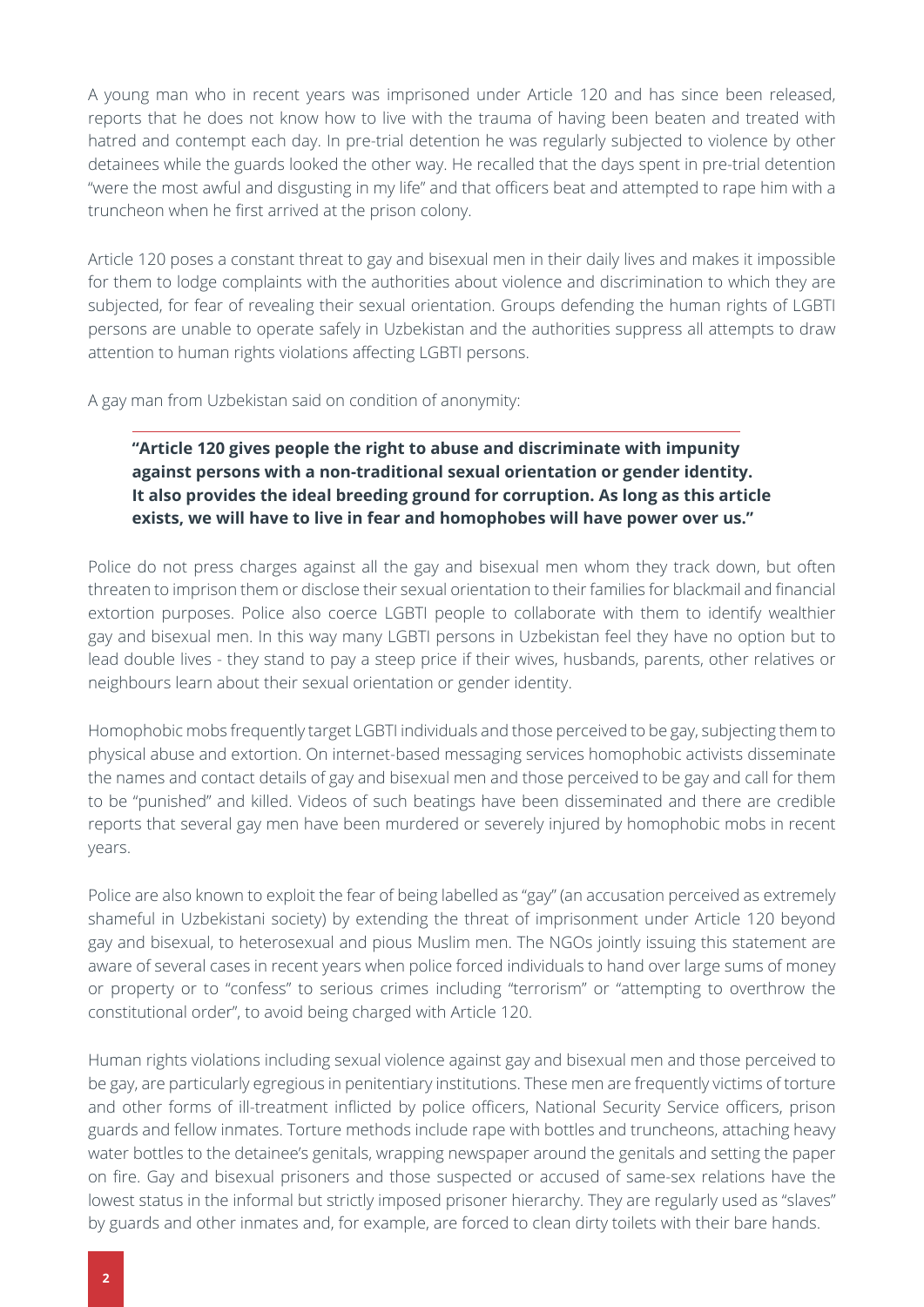A young man who in recent years was imprisoned under Article 120 and has since been released, reports that he does not know how to live with the trauma of having been beaten and treated with hatred and contempt each day. In pre-trial detention he was regularly subjected to violence by other detainees while the guards looked the other way. He recalled that the days spent in pre-trial detention "were the most awful and disgusting in my life" and that officers beat and attempted to rape him with a truncheon when he first arrived at the prison colony.

Article 120 poses a constant threat to gay and bisexual men in their daily lives and makes it impossible for them to lodge complaints with the authorities about violence and discrimination to which they are subjected, for fear of revealing their sexual orientation. Groups defending the human rights of LGBTI persons are unable to operate safely in Uzbekistan and the authorities suppress all attempts to draw attention to human rights violations affecting LGBTI persons.

A gay man from Uzbekistan said on condition of anonymity:

> **"Article 120 gives people the right to abuse and discriminate with impunity against persons with a non-traditional sexual orientation or gender identity. It also provides the ideal breeding ground for corruption. As long as this article exists, we will have to live in fear and homophobes will have power over us."**

Police do not press charges against all the gay and bisexual men whom they track down, but often threaten to imprison them or disclose their sexual orientation to their families for blackmail and financial extortion purposes. Police also coerce LGBTI people to collaborate with them to identify wealthier gay and bisexual men. In this way many LGBTI persons in Uzbekistan feel they have no option but to lead double lives - they stand to pay a steep price if their wives, husbands, parents, other relatives or neighbours learn about their sexual orientation or gender identity.

Homophobic mobs frequently target LGBTI individuals and those perceived to be gay, subjecting them to physical abuse and extortion. On internet-based messaging services homophobic activists disseminate the names and contact details of gay and bisexual men and those perceived to be gay and call for them to be "punished" and killed. Videos of such beatings have been disseminated and there are credible reports that several gay men have been murdered or severely injured by homophobic mobs in recent years.

Police are also known to exploit the fear of being labelled as "gay" (an accusation perceived as extremely shameful in Uzbekistani society) by extending the threat of imprisonment under Article 120 beyond gay and bisexual, to heterosexual and pious Muslim men. The NGOs jointly issuing this statement are aware of several cases in recent years when police forced individuals to hand over large sums of money or property or to "confess" to serious crimes including "terrorism" or "attempting to overthrow the constitutional order", to avoid being charged with Article 120.

Human rights violations including sexual violence against gay and bisexual men and those perceived to be gay, are particularly egregious in penitentiary institutions. These men are frequently victims of torture and other forms of ill-treatment inflicted by police officers, National Security Service officers, prison guards and fellow inmates. Torture methods include rape with bottles and truncheons, attaching heavy water bottles to the detainee's genitals, wrapping newspaper around the genitals and setting the paper on fire. Gay and bisexual prisoners and those suspected or accused of same-sex relations have the lowest status in the informal but strictly imposed prisoner hierarchy. They are regularly used as "slaves" by guards and other inmates and, for example, are forced to clean dirty toilets with their bare hands.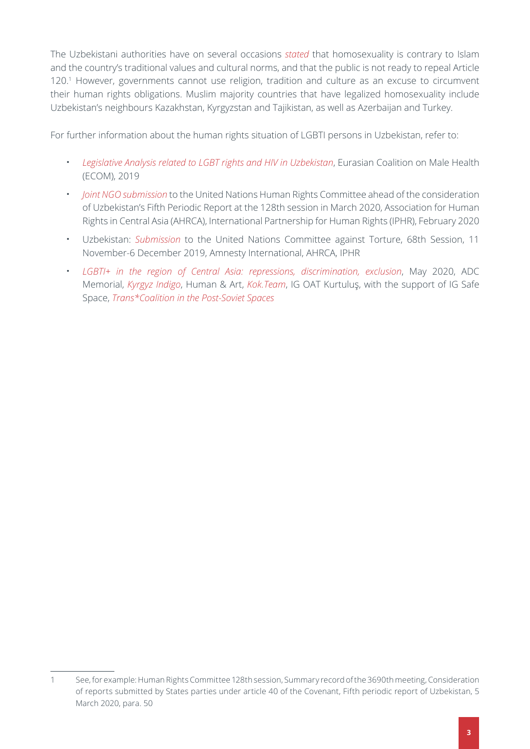The Uzbekistani authorities have on several occasions *stated* that homosexuality is contrary to Islam and the country's traditional values and cultural norms, and that the public is not ready to repeal Article 120.[1] However, governments cannot use religion, tradition and culture as an excuse to circumvent their human rights obligations. Muslim majority countries that have legalized homosexuality include Uzbekistan's neighbours Kazakhstan, Kyrgyzstan and Tajikistan, as well as Azerbaijan and Turkey.

For further information about the human rights situation of LGBTI persons in Uzbekistan, refer to:

- *Legislative Analysis related to LGBT rights and HIV in Uzbekistan*, Eurasian Coalition on Male Health (ECOM), 2019
- *Joint NGO submission* to the United Nations Human Rights Committee ahead of the consideration of Uzbekistan's Fifth Periodic Report at the 128th session in March 2020, Association for Human Rights in Central Asia (AHRCA), International Partnership for Human Rights (IPHR), February 2020
- Uzbekistan: *Submission* to the United Nations Committee against Torture, 68th Session, 11 November-6 December 2019, Amnesty International, AHRCA, IPHR
- *LGBTI+ in the region of Central Asia: repressions, discrimination, exclusion*, May 2020, ADC Memorial, *Kyrgyz Indigo*, Human & Art, *Kok.Team*, IG OAT Kurtuluş, with the support of IG Safe Space, *Trans*Coalition in the Post-Soviet Spaces*

---

1 See, for example: Human Rights Committee 128th session, Summary record of the 3690th meeting, Consideration of reports submitted by States parties under article 40 of the Covenant, Fifth periodic report of Uzbekistan, 5 March 2020, para. 50